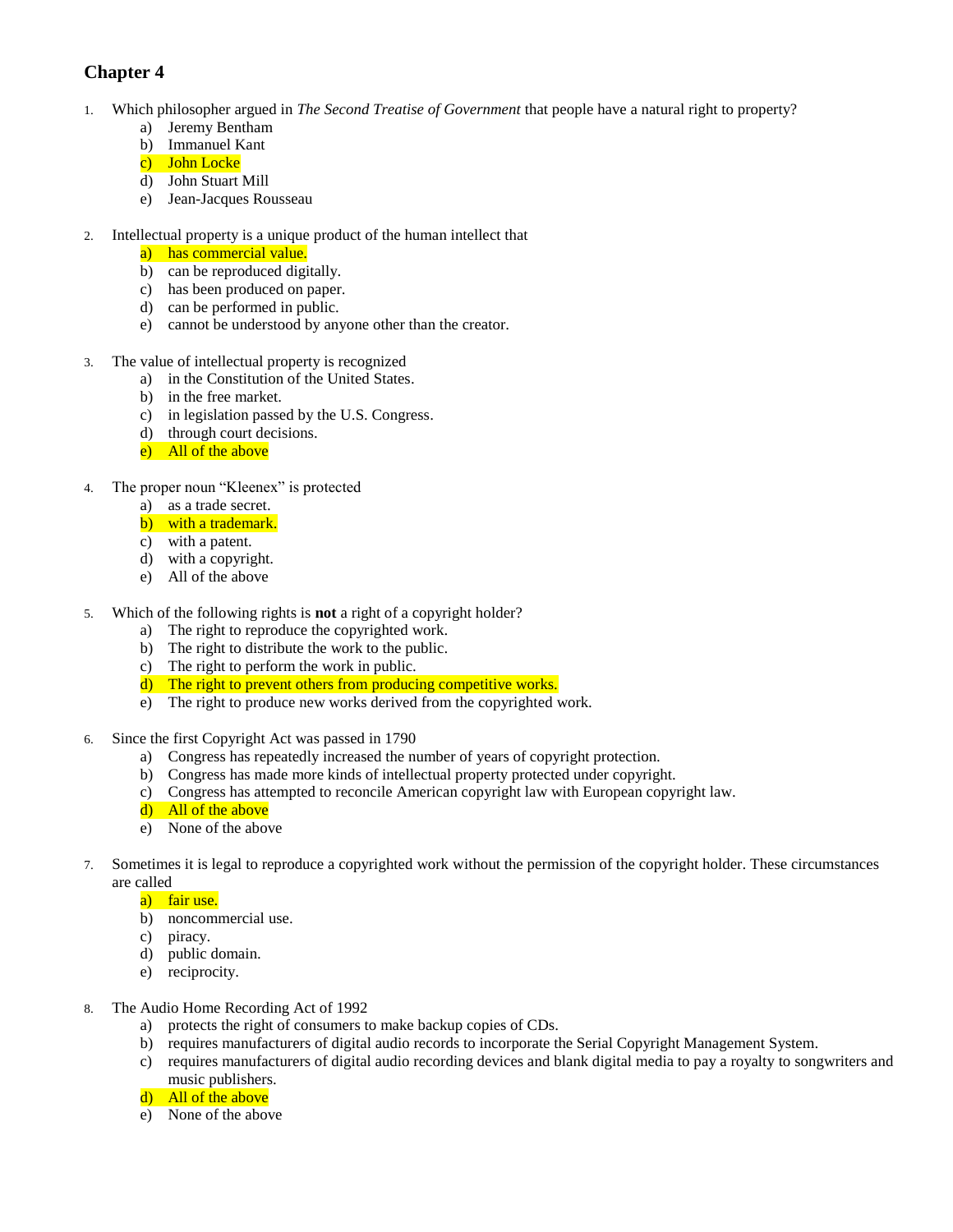## Chapter 4

1. Which philosopher argued in *The Second Treatise of Government* that people have a natural right to property?
    a) Jeremy Bentham
    b) Immanuel Kant
    c) John Locke
    d) John Stuart Mill
    e) Jean-Jacques Rousseau

2. Intellectual property is a unique product of the human intellect that
    a) has commercial value.
    b) can be reproduced digitally.
    c) has been produced on paper.
    d) can be performed in public.
    e) cannot be understood by anyone other than the creator.

3. The value of intellectual property is recognized
    a) in the Constitution of the United States.
    b) in the free market.
    c) in legislation passed by the U.S. Congress.
    d) through court decisions.
    e) All of the above

4. The proper noun "Kleenex" is protected
    a) as a trade secret.
    b) with a trademark.
    c) with a patent.
    d) with a copyright.
    e) All of the above

5. Which of the following rights is **not** a right of a copyright holder?
    a) The right to reproduce the copyrighted work.
    b) The right to distribute the work to the public.
    c) The right to perform the work in public.
    d) The right to prevent others from producing competitive works.
    e) The right to produce new works derived from the copyrighted work.

6. Since the first Copyright Act was passed in 1790
    a) Congress has repeatedly increased the number of years of copyright protection.
    b) Congress has made more kinds of intellectual property protected under copyright.
    c) Congress has attempted to reconcile American copyright law with European copyright law.
    d) All of the above
    e) None of the above

7. Sometimes it is legal to reproduce a copyrighted work without the permission of the copyright holder. These circumstances are called
    a) fair use.
    b) noncommercial use.
    c) piracy.
    d) public domain.
    e) reciprocity.

8. The Audio Home Recording Act of 1992
    a) protects the right of consumers to make backup copies of CDs.
    b) requires manufacturers of digital audio records to incorporate the Serial Copyright Management System.
    c) requires manufacturers of digital audio recording devices and blank digital media to pay a royalty to songwriters and music publishers.
    d) All of the above
    e) None of the above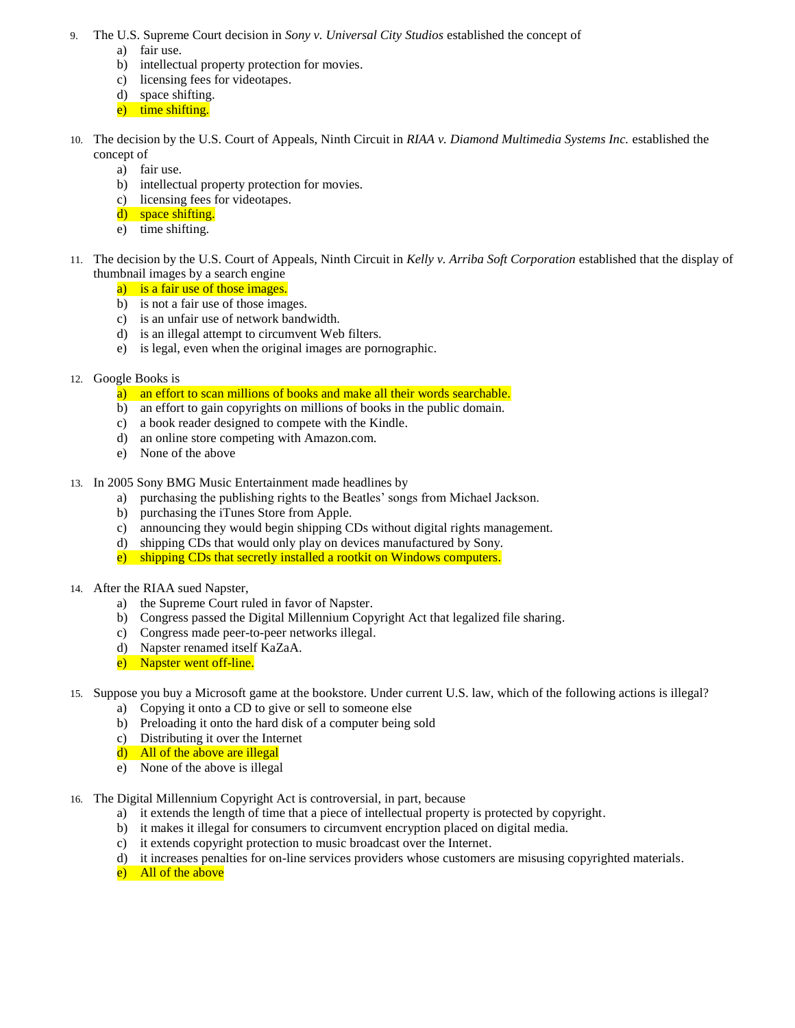9. The U.S. Supreme Court decision in *Sony v. Universal City Studios* established the concept of
    a) fair use.
    b) intellectual property protection for movies.
    c) licensing fees for videotapes.
    d) space shifting.
    e) time shifting.

10. The decision by the U.S. Court of Appeals, Ninth Circuit in *RIAA v. Diamond Multimedia Systems Inc.* established the concept of
    a) fair use.
    b) intellectual property protection for movies.
    c) licensing fees for videotapes.
    d) space shifting.
    e) time shifting.

11. The decision by the U.S. Court of Appeals, Ninth Circuit in *Kelly v. Arriba Soft Corporation* established that the display of thumbnail images by a search engine
    a) is a fair use of those images.
    b) is not a fair use of those images.
    c) is an unfair use of network bandwidth.
    d) is an illegal attempt to circumvent Web filters.
    e) is legal, even when the original images are pornographic.

12. Google Books is
    a) an effort to scan millions of books and make all their words searchable.
    b) an effort to gain copyrights on millions of books in the public domain.
    c) a book reader designed to compete with the Kindle.
    d) an online store competing with Amazon.com.
    e) None of the above

13. In 2005 Sony BMG Music Entertainment made headlines by
    a) purchasing the publishing rights to the Beatles' songs from Michael Jackson.
    b) purchasing the iTunes Store from Apple.
    c) announcing they would begin shipping CDs without digital rights management.
    d) shipping CDs that would only play on devices manufactured by Sony.
    e) shipping CDs that secretly installed a rootkit on Windows computers.

14. After the RIAA sued Napster,
    a) the Supreme Court ruled in favor of Napster.
    b) Congress passed the Digital Millennium Copyright Act that legalized file sharing.
    c) Congress made peer-to-peer networks illegal.
    d) Napster renamed itself KaZaA.
    e) Napster went off-line.

15. Suppose you buy a Microsoft game at the bookstore. Under current U.S. law, which of the following actions is illegal?
    a) Copying it onto a CD to give or sell to someone else
    b) Preloading it onto the hard disk of a computer being sold
    c) Distributing it over the Internet
    d) All of the above are illegal
    e) None of the above is illegal

16. The Digital Millennium Copyright Act is controversial, in part, because
    a) it extends the length of time that a piece of intellectual property is protected by copyright.
    b) it makes it illegal for consumers to circumvent encryption placed on digital media.
    c) it extends copyright protection to music broadcast over the Internet.
    d) it increases penalties for on-line services providers whose customers are misusing copyrighted materials.
    e) All of the above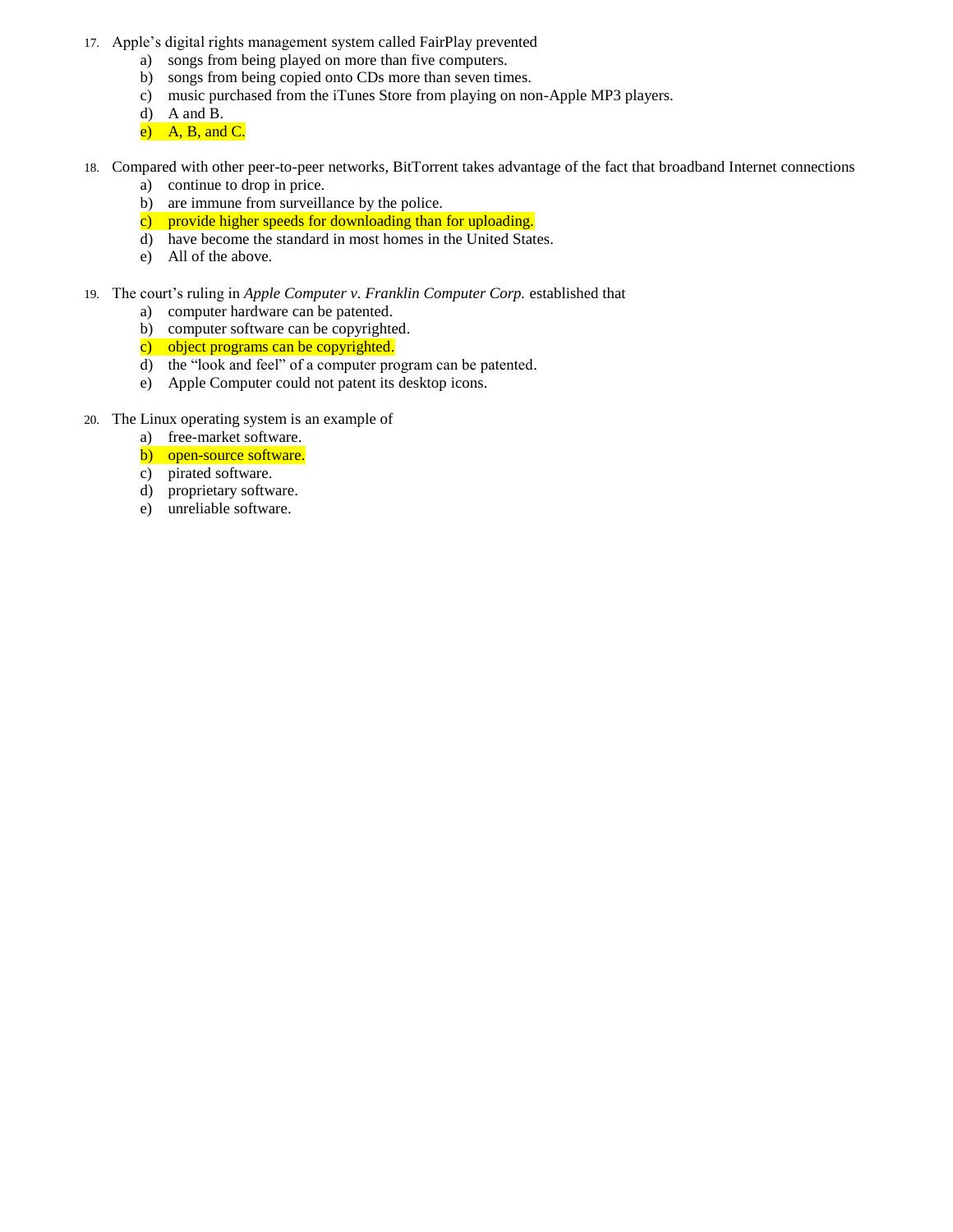17. Apple’s digital rights management system called FairPlay prevented
    a) songs from being played on more than five computers.
    b) songs from being copied onto CDs more than seven times.
    c) music purchased from the iTunes Store from playing on non-Apple MP3 players.
    d) A and B.
    e) A, B, and C.

18. Compared with other peer-to-peer networks, BitTorrent takes advantage of the fact that broadband Internet connections
    a) continue to drop in price.
    b) are immune from surveillance by the police.
    c) provide higher speeds for downloading than for uploading.
    d) have become the standard in most homes in the United States.
    e) All of the above.

19. The court’s ruling in *Apple Computer v. Franklin Computer Corp.* established that
    a) computer hardware can be patented.
    b) computer software can be copyrighted.
    c) object programs can be copyrighted.
    d) the “look and feel” of a computer program can be patented.
    e) Apple Computer could not patent its desktop icons.

20. The Linux operating system is an example of
    a) free-market software.
    b) open-source software.
    c) pirated software.
    d) proprietary software.
    e) unreliable software.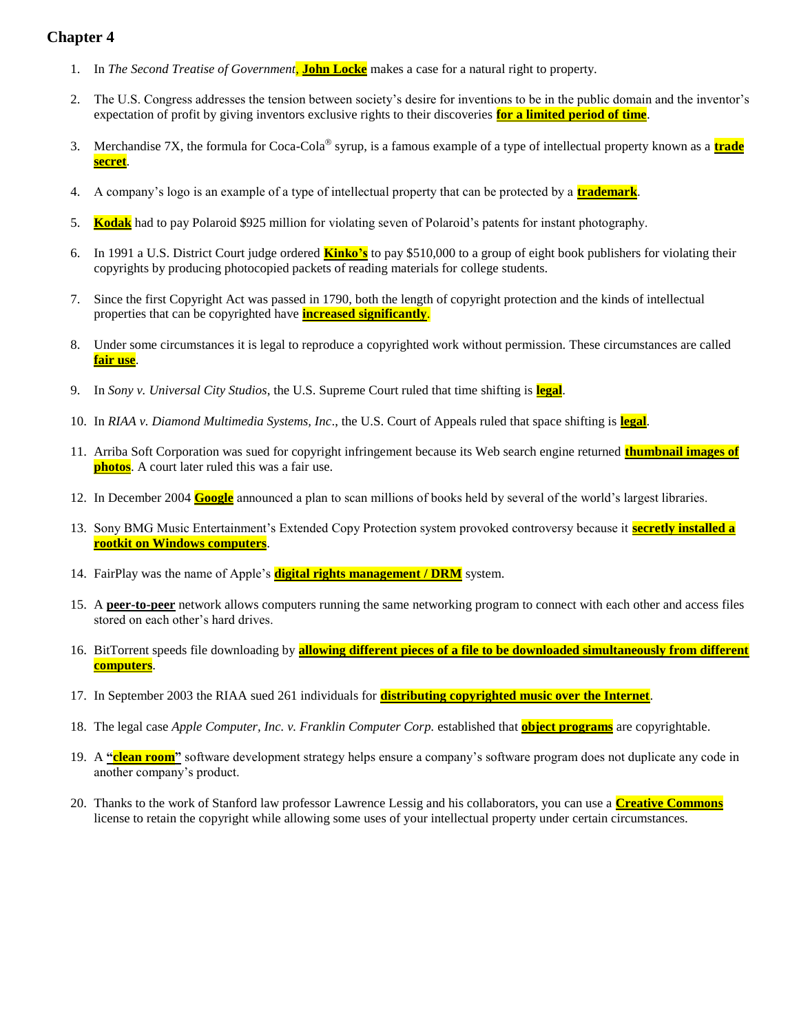## Chapter 4

1. In *The Second Treatise of Government*, **John Locke** makes a case for a natural right to property.

2. The U.S. Congress addresses the tension between society's desire for inventions to be in the public domain and the inventor's expectation of profit by giving inventors exclusive rights to their discoveries **for a limited period of time**.

3. Merchandise 7X, the formula for Coca-Cola® syrup, is a famous example of a type of intellectual property known as a **trade secret**.

4. A company's logo is an example of a type of intellectual property that can be protected by a **trademark**.

5. **Kodak** had to pay Polaroid $925 million for violating seven of Polaroid's patents for instant photography.

6. In 1991 a U.S. District Court judge ordered **Kinko's** to pay $510,000 to a group of eight book publishers for violating their copyrights by producing photocopied packets of reading materials for college students.

7. Since the first Copyright Act was passed in 1790, both the length of copyright protection and the kinds of intellectual properties that can be copyrighted have **increased significantly**.

8. Under some circumstances it is legal to reproduce a copyrighted work without permission. These circumstances are called **fair use**.

9. In *Sony v. Universal City Studios*, the U.S. Supreme Court ruled that time shifting is **legal**.

10. In *RIAA v. Diamond Multimedia Systems, Inc*., the U.S. Court of Appeals ruled that space shifting is **legal**.

11. Arriba Soft Corporation was sued for copyright infringement because its Web search engine returned **thumbnail images of photos**. A court later ruled this was a fair use.

12. In December 2004 **Google** announced a plan to scan millions of books held by several of the world's largest libraries.

13. Sony BMG Music Entertainment's Extended Copy Protection system provoked controversy because it **secretly installed a rootkit on Windows computers**.

14. FairPlay was the name of Apple's **digital rights management / DRM** system.

15. A **peer-to-peer** network allows computers running the same networking program to connect with each other and access files stored on each other's hard drives.

16. BitTorrent speeds file downloading by **allowing different pieces of a file to be downloaded simultaneously from different computers**.

17. In September 2003 the RIAA sued 261 individuals for **distributing copyrighted music over the Internet**.

18. The legal case *Apple Computer, Inc. v. Franklin Computer Corp.* established that **object programs** are copyrightable.

19. A **"clean room"** software development strategy helps ensure a company's software program does not duplicate any code in another company's product.

20. Thanks to the work of Stanford law professor Lawrence Lessig and his collaborators, you can use a **Creative Commons** license to retain the copyright while allowing some uses of your intellectual property under certain circumstances.